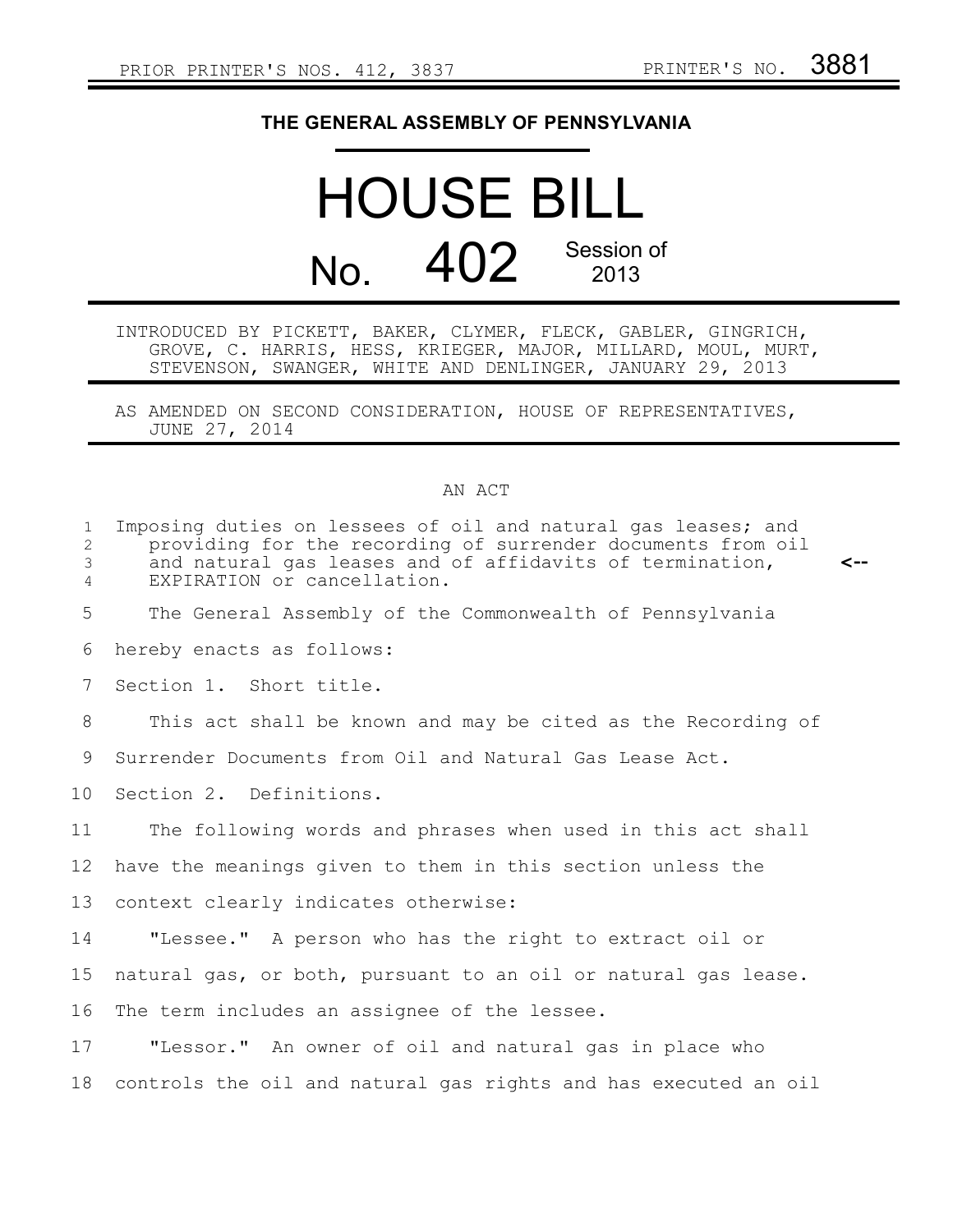PRIOR PRINTER'S NOS. 412, 3837 PRINTER'S NO. 3881

# THE GENERAL ASSEMBLY OF PENNSYLVANIA

# HOUSE BILL

## No. 402 Session of 2013

INTRODUCED BY PICKETT, BAKER, CLYMER, FLECK, GABLER, GINGRICH, GROVE, C. HARRIS, HESS, KRIEGER, MAJOR, MILLARD, MOUL, MURT, STEVENSON, SWANGER, WHITE AND DENLINGER, JANUARY 29, 2013

AS AMENDED ON SECOND CONSIDERATION, HOUSE OF REPRESENTATIVES, JUNE 27, 2014

AN ACT

Imposing duties on lessees of oil and natural gas leases; and providing for the recording of surrender documents from oil and natural gas leases and of affidavits of termination, EXPIRATION or cancellation. <--

The General Assembly of the Commonwealth of Pennsylvania hereby enacts as follows:

Section 1. Short title.

This act shall be known and may be cited as the Recording of Surrender Documents from Oil and Natural Gas Lease Act.

Section 2. Definitions.

The following words and phrases when used in this act shall have the meanings given to them in this section unless the context clearly indicates otherwise:

"Lessee." A person who has the right to extract oil or natural gas, or both, pursuant to an oil or natural gas lease. The term includes an assignee of the lessee.

"Lessor." An owner of oil and natural gas in place who controls the oil and natural gas rights and has executed an oil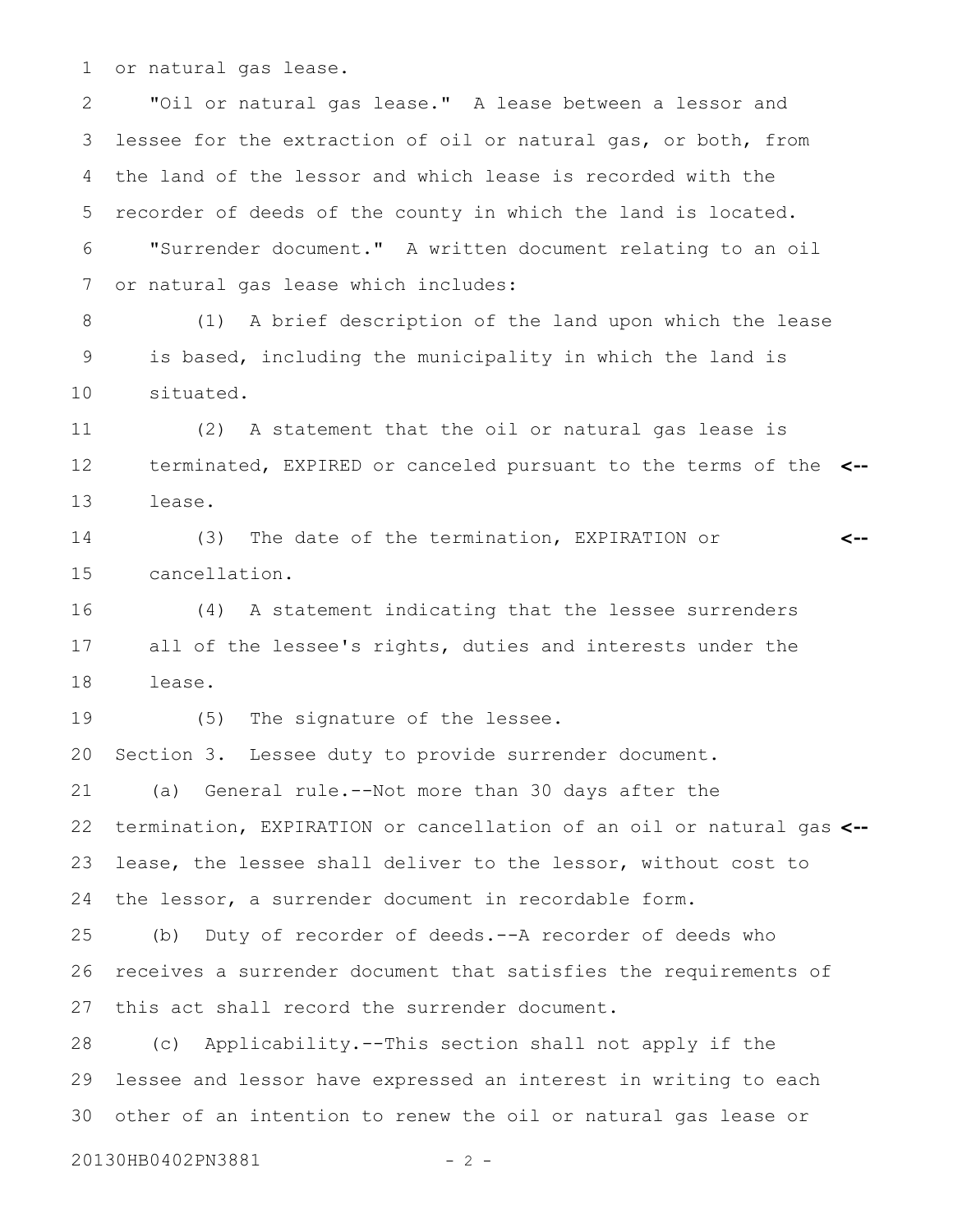or natural gas lease.

"Oil or natural gas lease." A lease between a lessor and lessee for the extraction of oil or natural gas, or both, from the land of the lessor and which lease is recorded with the recorder of deeds of the county in which the land is located.

"Surrender document." A written document relating to an oil or natural gas lease which includes:

(1) A brief description of the land upon which the lease is based, including the municipality in which the land is situated.

(2) A statement that the oil or natural gas lease is terminated, EXPIRED or canceled pursuant to the terms of the lease.

(3) The date of the termination, EXPIRATION or cancellation.

(4) A statement indicating that the lessee surrenders all of the lessee's rights, duties and interests under the lease.

(5) The signature of the lessee.

Section 3. Lessee duty to provide surrender document.

(a) General rule.--Not more than 30 days after the termination, EXPIRATION or cancellation of an oil or natural gas lease, the lessee shall deliver to the lessor, without cost to the lessor, a surrender document in recordable form.

(b) Duty of recorder of deeds.--A recorder of deeds who receives a surrender document that satisfies the requirements of this act shall record the surrender document.

(c) Applicability.--This section shall not apply if the lessee and lessor have expressed an interest in writing to each other of an intention to renew the oil or natural gas lease or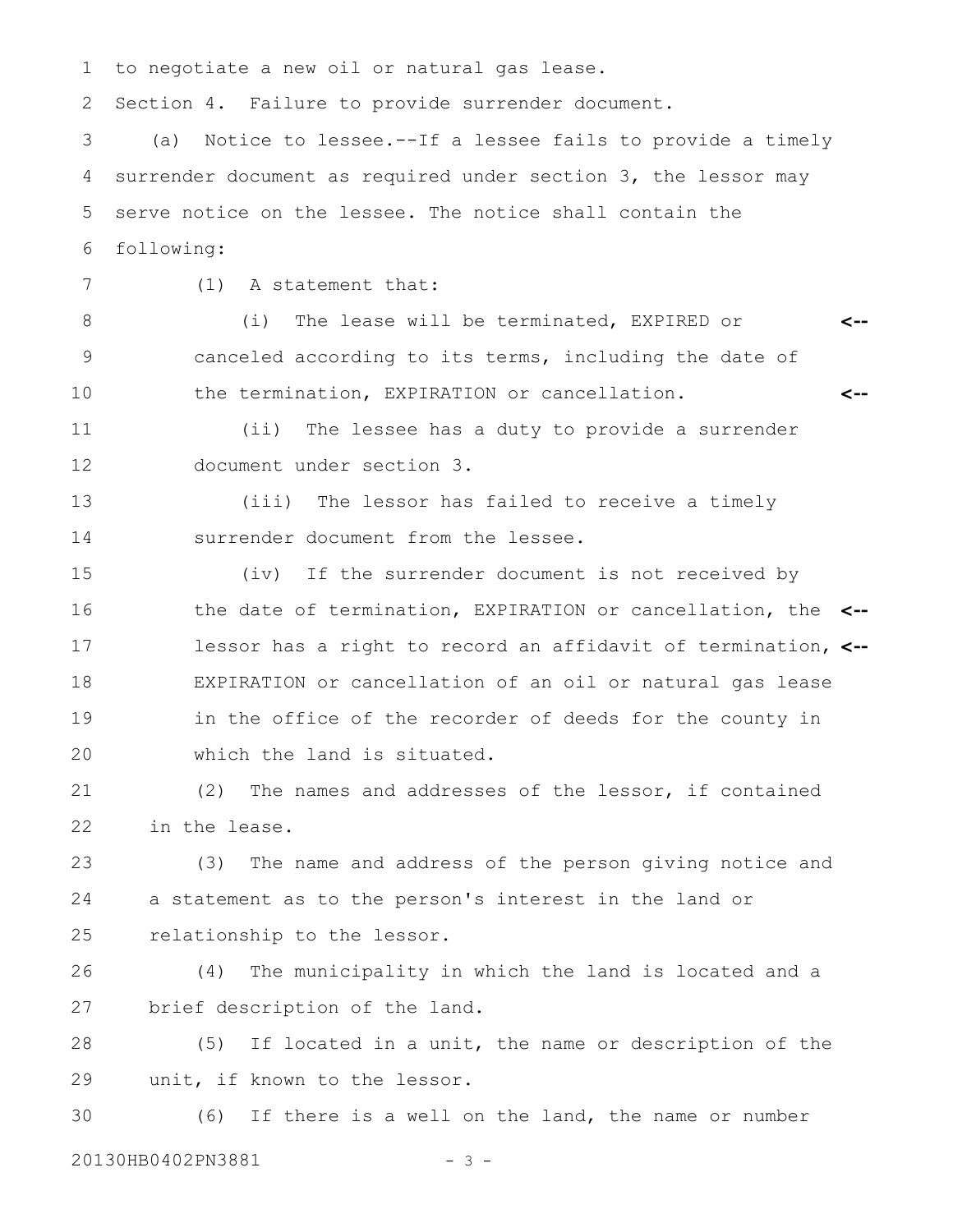to negotiate a new oil or natural gas lease.

Section 4. Failure to provide surrender document.

(a) Notice to lessee.--If a lessee fails to provide a timely surrender document as required under section 3, the lessor may serve notice on the lessee. The notice shall contain the following:

(1) A statement that:

(i) The lease will be terminated, EXPIRED or canceled according to its terms, including the date of the termination, EXPIRATION or cancellation.

(ii) The lessee has a duty to provide a surrender document under section 3.

(iii) The lessor has failed to receive a timely surrender document from the lessee.

(iv) If the surrender document is not received by the date of termination, EXPIRATION or cancellation, the lessor has a right to record an affidavit of termination, EXPIRATION or cancellation of an oil or natural gas lease in the office of the recorder of deeds for the county in which the land is situated.

(2) The names and addresses of the lessor, if contained in the lease.

(3) The name and address of the person giving notice and a statement as to the person's interest in the land or relationship to the lessor.

(4) The municipality in which the land is located and a brief description of the land.

(5) If located in a unit, the name or description of the unit, if known to the lessor.

(6) If there is a well on the land, the name or number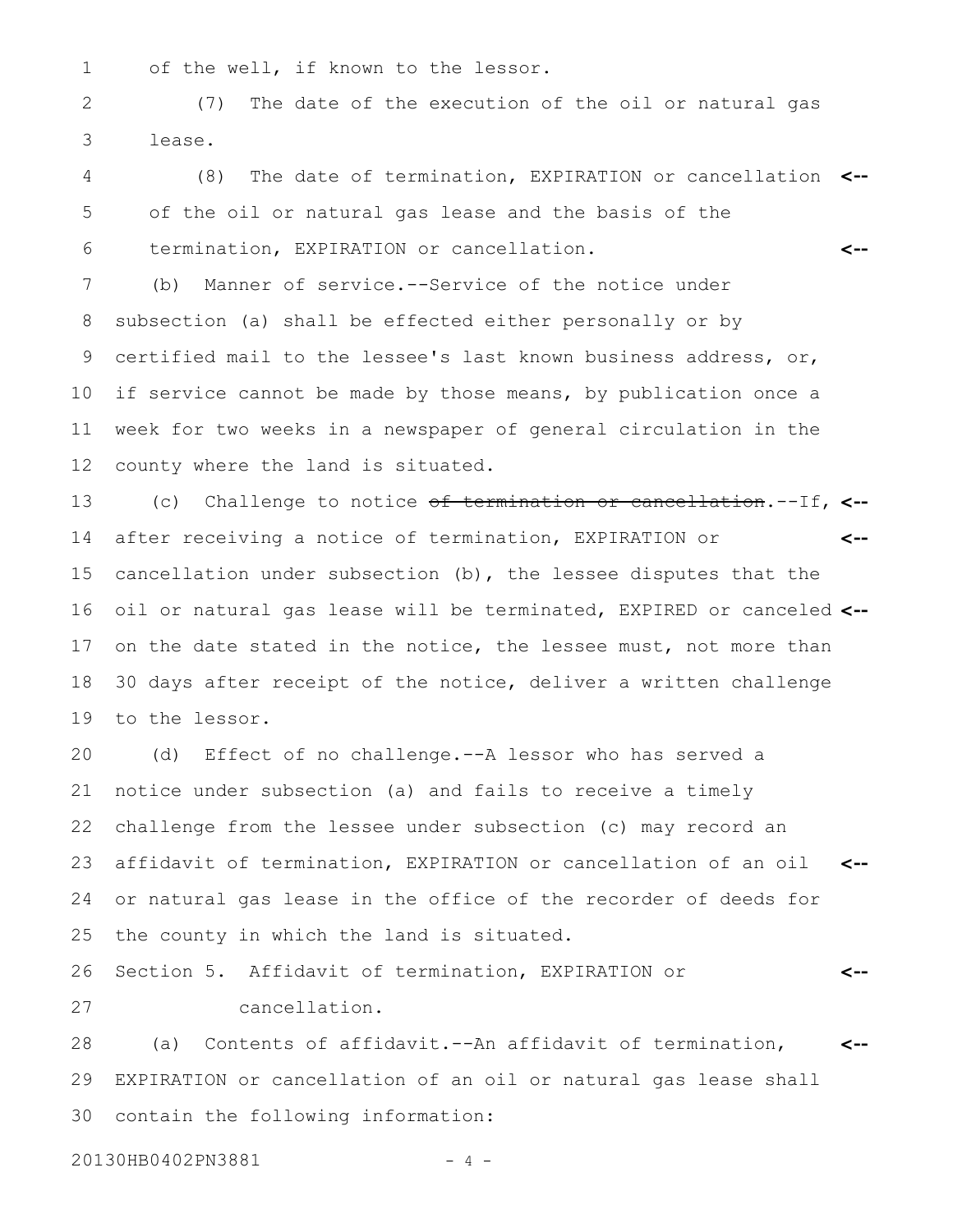of the well, if known to the lessor.

(7) The date of the execution of the oil or natural gas lease.

(8) The date of termination, EXPIRATION or cancellation of the oil or natural gas lease and the basis of the termination, EXPIRATION or cancellation.

(b) Manner of service.--Service of the notice under subsection (a) shall be effected either personally or by certified mail to the lessee's last known business address, or, if service cannot be made by those means, by publication once a week for two weeks in a newspaper of general circulation in the county where the land is situated.

(c) Challenge to notice ~~of termination or cancellation~~.--If, after receiving a notice of termination, EXPIRATION or cancellation under subsection (b), the lessee disputes that the oil or natural gas lease will be terminated, EXPIRED or canceled on the date stated in the notice, the lessee must, not more than 30 days after receipt of the notice, deliver a written challenge to the lessor.

(d) Effect of no challenge.--A lessor who has served a notice under subsection (a) and fails to receive a timely challenge from the lessee under subsection (c) may record an affidavit of termination, EXPIRATION or cancellation of an oil or natural gas lease in the office of the recorder of deeds for the county in which the land is situated.

Section 5. Affidavit of termination, EXPIRATION or cancellation.

(a) Contents of affidavit.--An affidavit of termination, EXPIRATION or cancellation of an oil or natural gas lease shall contain the following information: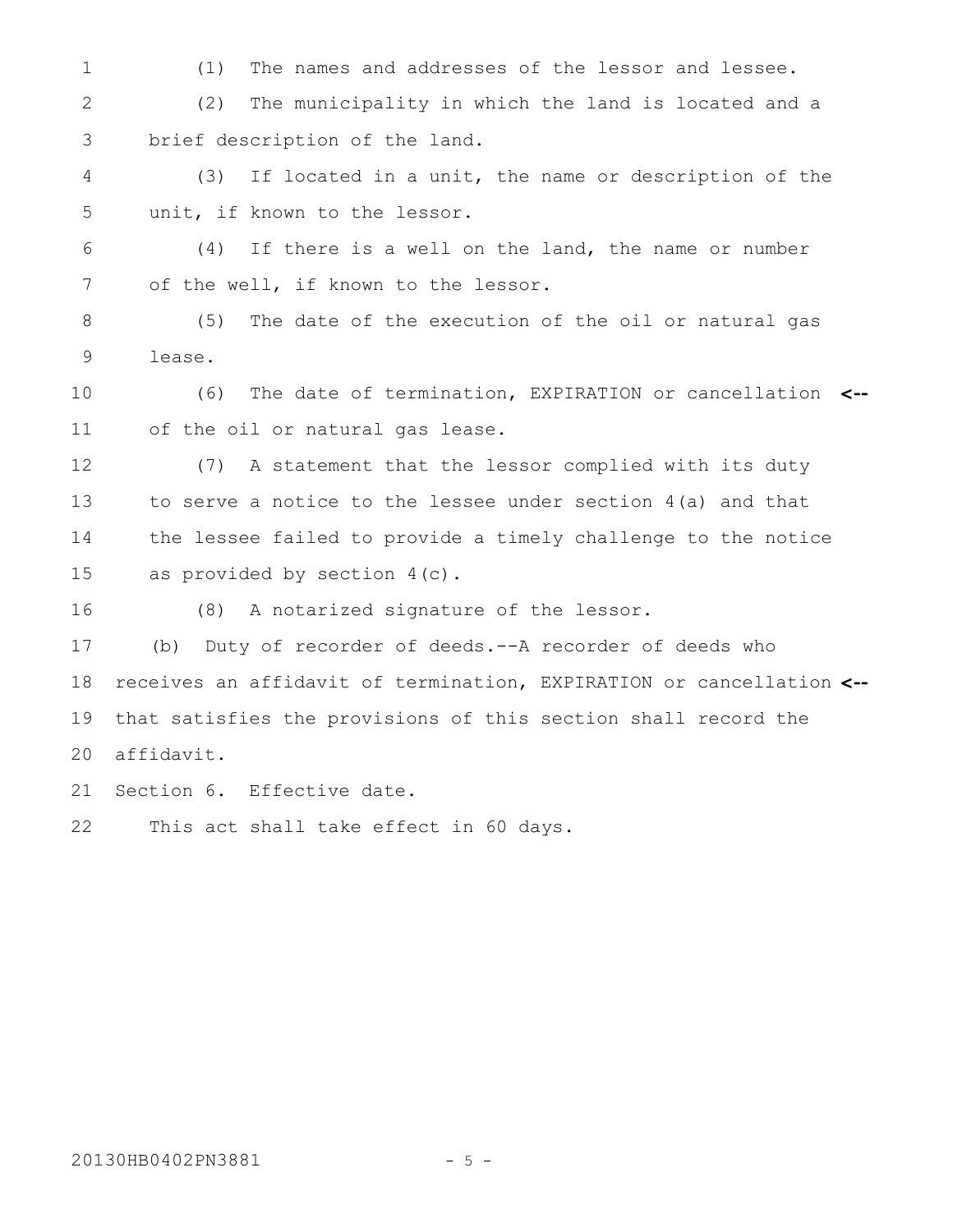(1) The names and addresses of the lessor and lessee.

(2) The municipality in which the land is located and a brief description of the land.

(3) If located in a unit, the name or description of the unit, if known to the lessor.

(4) If there is a well on the land, the name or number of the well, if known to the lessor.

(5) The date of the execution of the oil or natural gas lease.

(6) The date of termination, EXPIRATION or cancellation of the oil or natural gas lease.

(7) A statement that the lessor complied with its duty to serve a notice to the lessee under section 4(a) and that the lessee failed to provide a timely challenge to the notice as provided by section 4(c).

(8) A notarized signature of the lessor.

(b) Duty of recorder of deeds.--A recorder of deeds who receives an affidavit of termination, EXPIRATION or cancellation that satisfies the provisions of this section shall record the affidavit.

Section 6. Effective date.

This act shall take effect in 60 days.